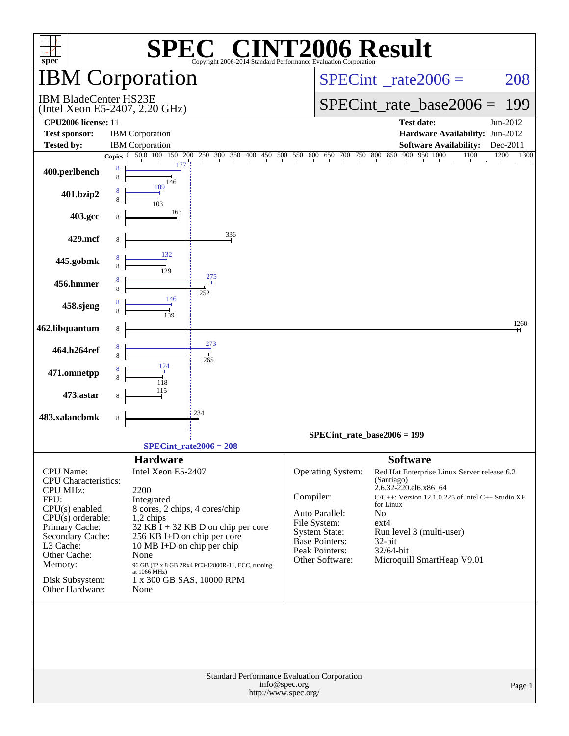# SPEC® CINT2006 Result

Copyright 2006-2014 Standard Performance Evaluation Corporation

## IBM Corporation

IBM BladeCenter HS23E
(Intel Xeon E5-2407, 2.20 GHz)

SPECint_rate2006 = 208

SPECint_rate_base2006 = 199

| | | | |
|---|---|---|---|
| **CPU2006 license:** 11 | | **Test date:** | Jun-2012 |
| **Test sponsor:** | IBM Corporation | **Hardware Availability:** | Jun-2012 |
| **Tested by:** | IBM Corporation | **Software Availability:** | Dec-2011 |

| Benchmark | Copies (peak) | Copies (base) | Peak | Base |
|---|---|---|---|---|
| 400.perlbench | 8 | 8 | 177 | 146 |
| 401.bzip2 | 8 | 8 | 109 | 103 |
| 403.gcc | | 8 | | 163 |
| 429.mcf | | 8 | | 336 |
| 445.gobmk | 8 | 8 | 132 | 129 |
| 456.hmmer | 8 | 8 | 275 | 252 |
| 458.sjeng | 8 | 8 | 146 | 139 |
| 462.libquantum | | 8 | | 1260 |
| 464.h264ref | 8 | 8 | 273 | 265 |
| 471.omnetpp | 8 | 8 | 124 | 118 |
| 473.astar | | 8 | | 115 |
| 483.xalancbmk | | 8 | | 234 |

SPECint_rate_base2006 = 199

SPECint_rate2006 = 208

### Hardware

| | |
|---|---|
| CPU Name: | Intel Xeon E5-2407 |
| CPU Characteristics: | |
| CPU MHz: | 2200 |
| FPU: | Integrated |
| CPU(s) enabled: | 8 cores, 2 chips, 4 cores/chip |
| CPU(s) orderable: | 1,2 chips |
| Primary Cache: | 32 KB I + 32 KB D on chip per core |
| Secondary Cache: | 256 KB I+D on chip per core |
| L3 Cache: | 10 MB I+D on chip per chip |
| Other Cache: | None |
| Memory: | 96 GB (12 x 8 GB 2Rx4 PC3-12800R-11, ECC, running at 1066 MHz) |
| Disk Subsystem: | 1 x 300 GB SAS, 10000 RPM |
| Other Hardware: | None |

### Software

| | |
|---|---|
| Operating System: | Red Hat Enterprise Linux Server release 6.2 (Santiago) 2.6.32-220.el6.x86_64 |
| Compiler: | C/C++: Version 12.1.0.225 of Intel C++ Studio XE for Linux |
| Auto Parallel: | No |
| File System: | ext4 |
| System State: | Run level 3 (multi-user) |
| Base Pointers: | 32-bit |
| Peak Pointers: | 32/64-bit |
| Other Software: | Microquill SmartHeap V9.01 |

Standard Performance Evaluation Corporation
info@spec.org
http://www.spec.org/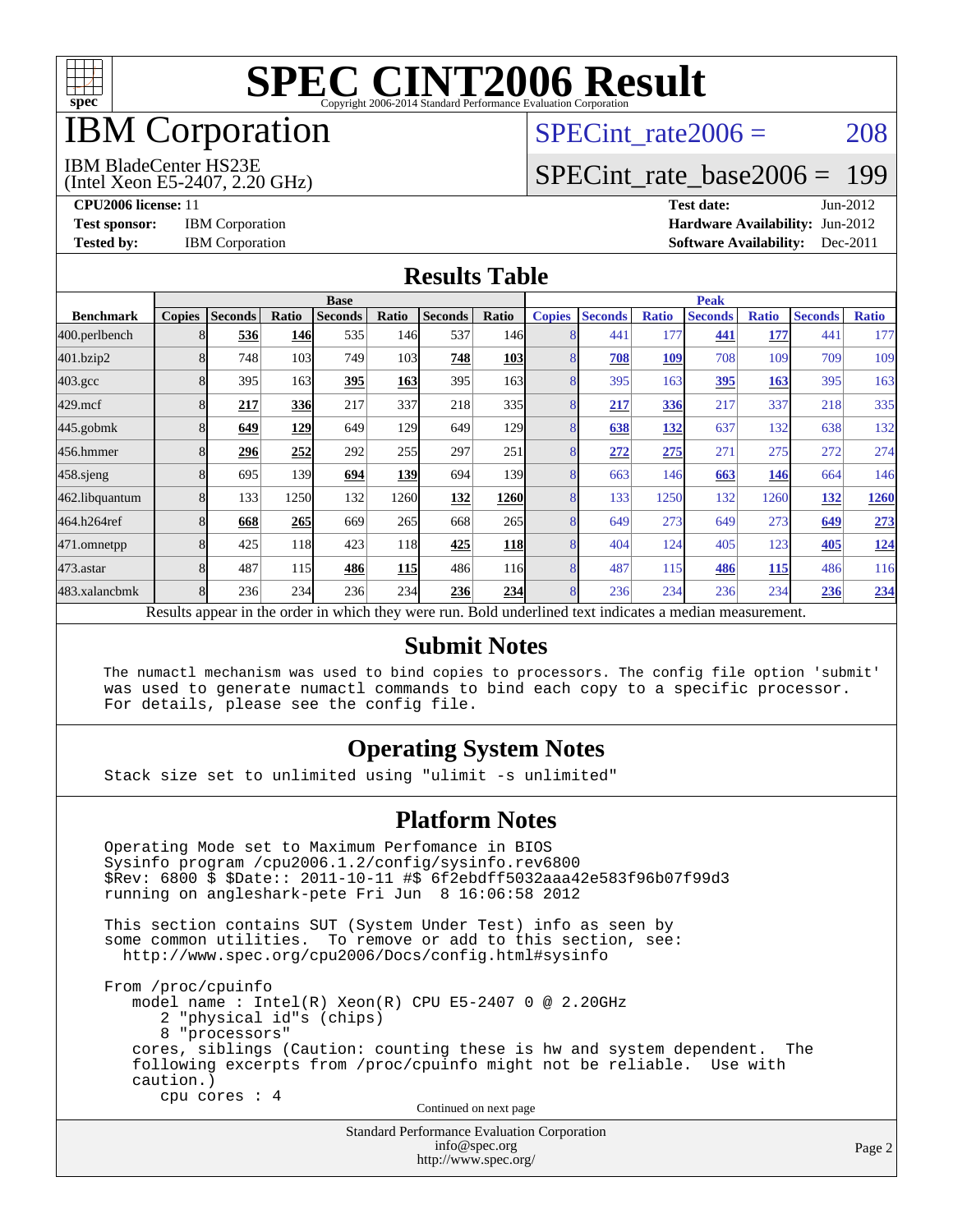# SPEC CINT2006 Result

Copyright 2006-2014 Standard Performance Evaluation Corporation

# IBM Corporation

IBM BladeCenter HS23E
(Intel Xeon E5-2407, 2.20 GHz)

SPECint_rate2006 = 208

SPECint_rate_base2006 = 199

**CPU2006 license:** 11
**Test sponsor:** IBM Corporation
**Tested by:** IBM Corporation

**Test date:** Jun-2012
**Hardware Availability:** Jun-2012
**Software Availability:** Dec-2011

## Results Table

| Benchmark | Base | | | | | | | Peak | | | | | | |
|---|---|---|---|---|---|---|---|---|---|---|---|---|---|---|
| | Copies | Seconds | Ratio | Seconds | Ratio | Seconds | Ratio | Copies | Seconds | Ratio | Seconds | Ratio | Seconds | Ratio |
| 400.perlbench | 8 | **536** | **146** | 535 | 146 | 537 | 146 | 8 | 441 | 177 | **441** | **177** | 441 | 177 |
| 401.bzip2 | 8 | 748 | 103 | 749 | 103 | **748** | **103** | 8 | **708** | **109** | 708 | 109 | 709 | 109 |
| 403.gcc | 8 | 395 | 163 | **395** | **163** | 395 | 163 | 8 | 395 | 163 | **395** | **163** | 395 | 163 |
| 429.mcf | 8 | **217** | **336** | 217 | 337 | 218 | 335 | 8 | **217** | **336** | 217 | 337 | 218 | 335 |
| 445.gobmk | 8 | **649** | **129** | 649 | 129 | 649 | 129 | 8 | **638** | **132** | 637 | 132 | 638 | 132 |
| 456.hmmer | 8 | **296** | **252** | 292 | 255 | 297 | 251 | 8 | **272** | **275** | 271 | 275 | 272 | 274 |
| 458.sjeng | 8 | 695 | 139 | **694** | **139** | 694 | 139 | 8 | 663 | 146 | **663** | **146** | 664 | 146 |
| 462.libquantum | 8 | 133 | 1250 | 132 | 1260 | **132** | **1260** | 8 | 133 | 1250 | 132 | 1260 | **132** | **1260** |
| 464.h264ref | 8 | **668** | **265** | 669 | 265 | 668 | 265 | 8 | 649 | 273 | 649 | 273 | **649** | **273** |
| 471.omnetpp | 8 | 425 | 118 | 423 | 118 | **425** | **118** | 8 | 404 | 124 | 405 | 123 | **405** | **124** |
| 473.astar | 8 | 487 | 115 | **486** | **115** | 486 | 116 | 8 | 487 | 115 | **486** | **115** | 486 | 116 |
| 483.xalancbmk | 8 | 236 | 234 | 236 | 234 | **236** | **234** | 8 | 236 | 234 | 236 | 234 | **236** | **234** |

Results appear in the order in which they were run. Bold underlined text indicates a median measurement.

## Submit Notes

```
The numactl mechanism was used to bind copies to processors. The config file option 'submit'
was used to generate numactl commands to bind each copy to a specific processor.
For details, please see the config file.
```

## Operating System Notes

```
Stack size set to unlimited using "ulimit -s unlimited"
```

## Platform Notes

```
Operating Mode set to Maximum Perfomance in BIOS
Sysinfo program /cpu2006.1.2/config/sysinfo.rev6800
$Rev: 6800 $ $Date:: 2011-10-11 #$ 6f2ebdff5032aaa42e583f96b07f99d3
running on angleshark-pete Fri Jun  8 16:06:58 2012

This section contains SUT (System Under Test) info as seen by
some common utilities.  To remove or add to this section, see:
  http://www.spec.org/cpu2006/Docs/config.html#sysinfo

From /proc/cpuinfo
   model name : Intel(R) Xeon(R) CPU E5-2407 0 @ 2.20GHz
      2 "physical id"s (chips)
      8 "processors"
   cores, siblings (Caution: counting these is hw and system dependent.  The
   following excerpts from /proc/cpuinfo might not be reliable.  Use with
   caution.)
      cpu cores : 4
```

Continued on next page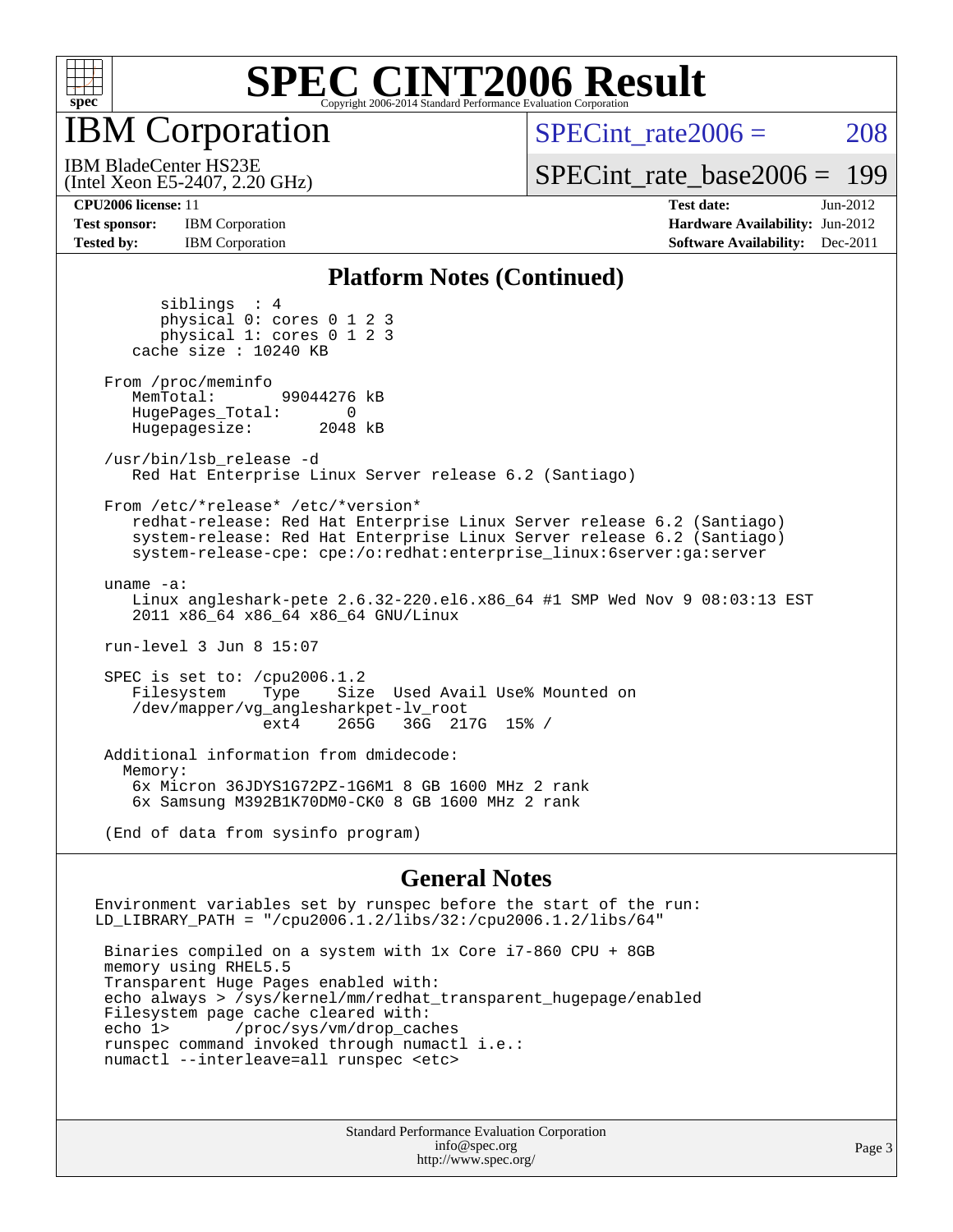# SPEC CINT2006 Result

## IBM Corporation

IBM BladeCenter HS23E
(Intel Xeon E5-2407, 2.20 GHz)

SPECint_rate2006 = 208

SPECint_rate_base2006 = 199

**CPU2006 license:** 11
**Test sponsor:** IBM Corporation
**Tested by:** IBM Corporation

**Test date:** Jun-2012
**Hardware Availability:** Jun-2012
**Software Availability:** Dec-2011

### Platform Notes (Continued)

```
      siblings  : 4
      physical 0: cores 0 1 2 3
      physical 1: cores 0 1 2 3
   cache size : 10240 KB

From /proc/meminfo
   MemTotal:       99044276 kB
   HugePages_Total:       0
   Hugepagesize:       2048 kB

/usr/bin/lsb_release -d
   Red Hat Enterprise Linux Server release 6.2 (Santiago)

From /etc/*release* /etc/*version*
   redhat-release: Red Hat Enterprise Linux Server release 6.2 (Santiago)
   system-release: Red Hat Enterprise Linux Server release 6.2 (Santiago)
   system-release-cpe: cpe:/o:redhat:enterprise_linux:6server:ga:server

uname -a:
   Linux angleshark-pete 2.6.32-220.el6.x86_64 #1 SMP Wed Nov 9 08:03:13 EST
   2011 x86_64 x86_64 x86_64 GNU/Linux

run-level 3 Jun 8 15:07

SPEC is set to: /cpu2006.1.2
   Filesystem    Type    Size  Used Avail Use% Mounted on
   /dev/mapper/vg_anglesharkpet-lv_root
                 ext4    265G   36G  217G  15% /

Additional information from dmidecode:
  Memory:
   6x Micron 36JDYS1G72PZ-1G6M1 8 GB 1600 MHz 2 rank
   6x Samsung M392B1K70DM0-CK0 8 GB 1600 MHz 2 rank

(End of data from sysinfo program)
```

### General Notes

```
Environment variables set by runspec before the start of the run:
LD_LIBRARY_PATH = "/cpu2006.1.2/libs/32:/cpu2006.1.2/libs/64"

 Binaries compiled on a system with 1x Core i7-860 CPU + 8GB
 memory using RHEL5.5
 Transparent Huge Pages enabled with:
 echo always > /sys/kernel/mm/redhat_transparent_hugepage/enabled
 Filesystem page cache cleared with:
 echo 1>       /proc/sys/vm/drop_caches
 runspec command invoked through numactl i.e.:
 numactl --interleave=all runspec <etc>
```

Standard Performance Evaluation Corporation
info@spec.org
http://www.spec.org/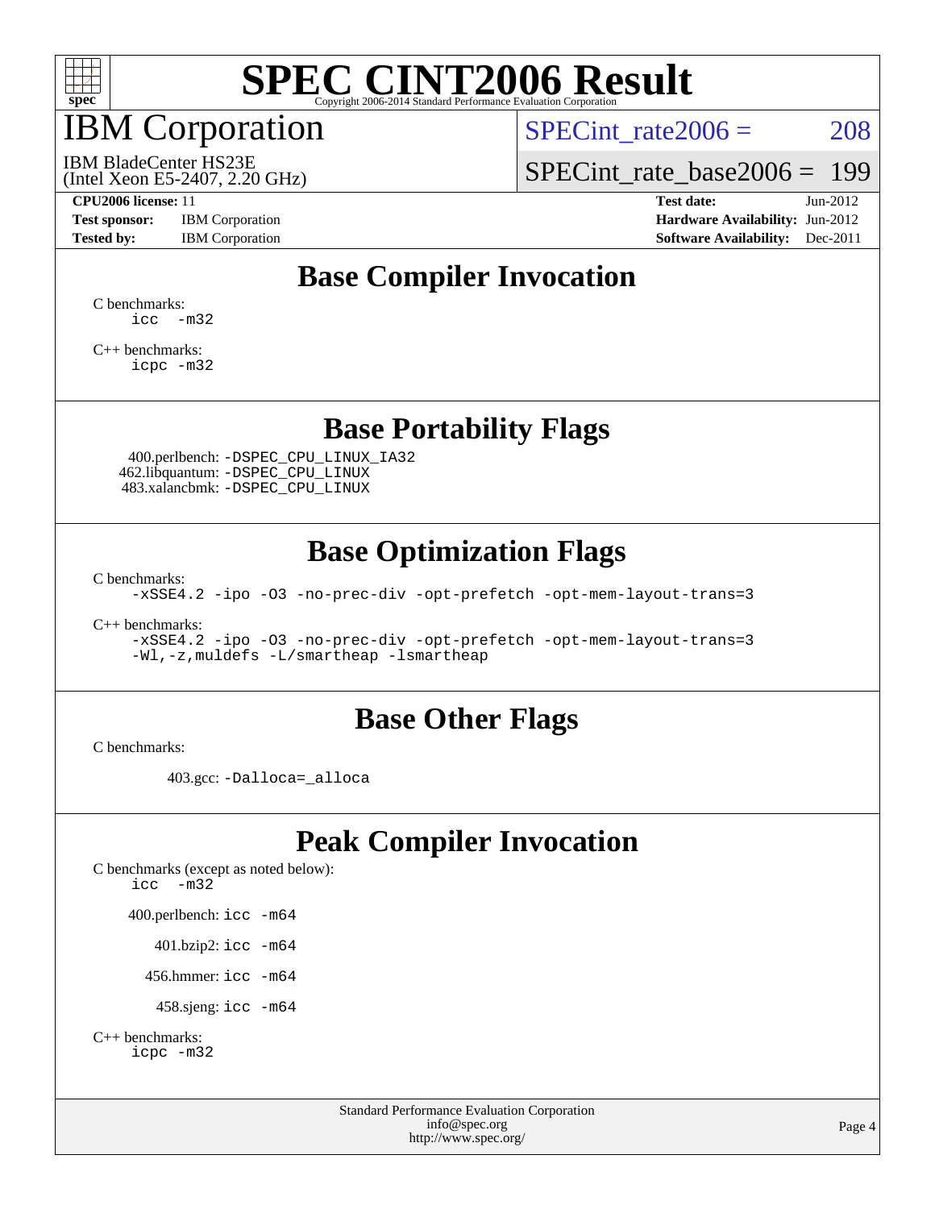# SPEC CINT2006 Result

Copyright 2006-2014 Standard Performance Evaluation Corporation

# IBM Corporation

IBM BladeCenter HS23E
(Intel Xeon E5-2407, 2.20 GHz)

SPECint_rate2006 = 208

SPECint_rate_base2006 = 199

**CPU2006 license:** 11
**Test sponsor:** IBM Corporation
**Tested by:** IBM Corporation

**Test date:** Jun-2012
**Hardware Availability:** Jun-2012
**Software Availability:** Dec-2011

## Base Compiler Invocation

C benchmarks:
```
icc  -m32
```

C++ benchmarks:
```
icpc -m32
```

## Base Portability Flags

400.perlbench: `-DSPEC_CPU_LINUX_IA32`
462.libquantum: `-DSPEC_CPU_LINUX`
483.xalancbmk: `-DSPEC_CPU_LINUX`

## Base Optimization Flags

C benchmarks:
```
-xSSE4.2 -ipo -O3 -no-prec-div -opt-prefetch -opt-mem-layout-trans=3
```

C++ benchmarks:
```
-xSSE4.2 -ipo -O3 -no-prec-div -opt-prefetch -opt-mem-layout-trans=3
-Wl,-z,muldefs -L/smartheap -lsmartheap
```

## Base Other Flags

C benchmarks:

403.gcc: `-Dalloca=_alloca`

## Peak Compiler Invocation

C benchmarks (except as noted below):
```
icc  -m32
```

400.perlbench: `icc -m64`

401.bzip2: `icc -m64`

456.hmmer: `icc -m64`

458.sjeng: `icc -m64`

C++ benchmarks:
```
icpc -m32
```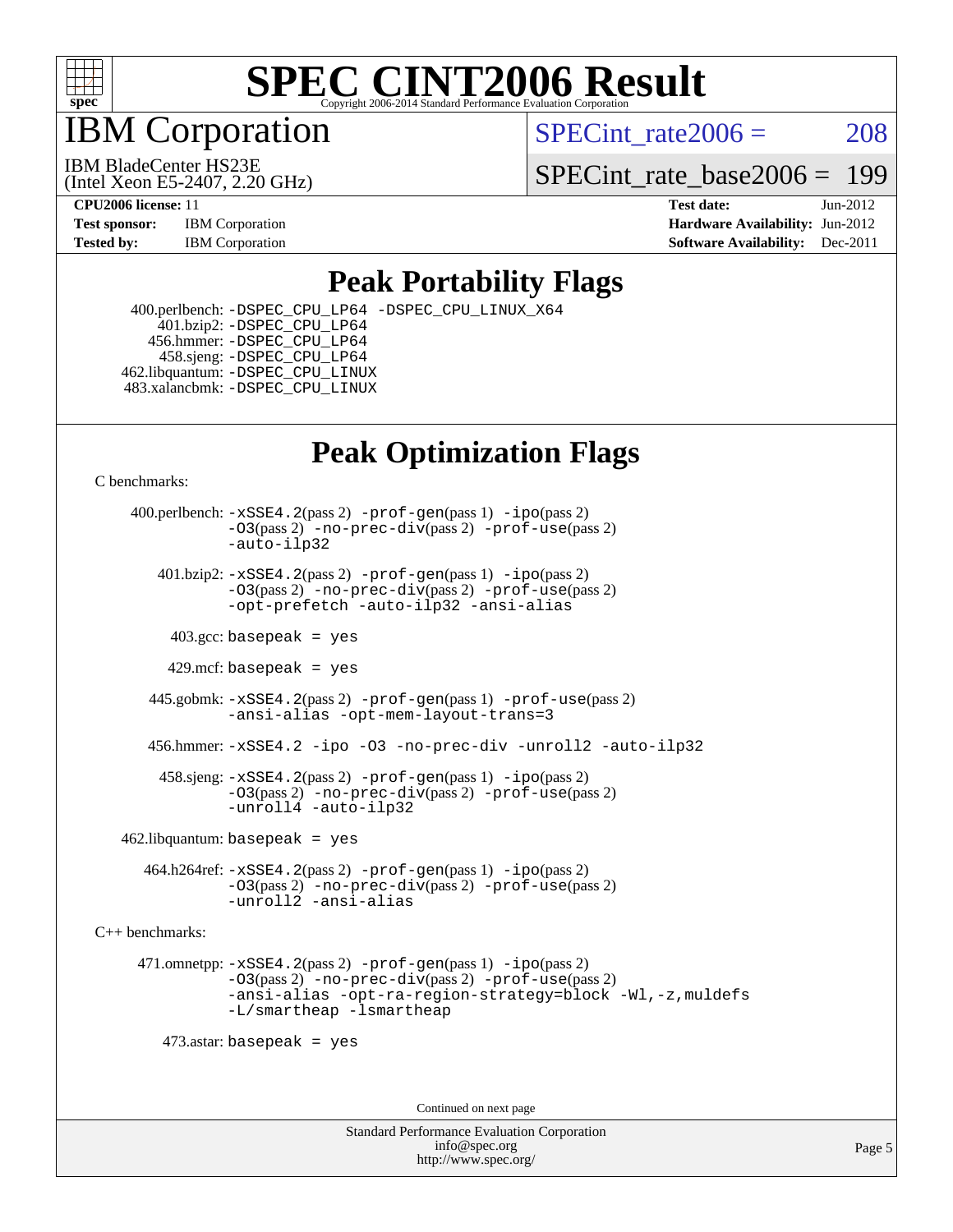# SPEC CINT2006 Result

Copyright 2006-2014 Standard Performance Evaluation Corporation

# IBM Corporation

IBM BladeCenter HS23E
(Intel Xeon E5-2407, 2.20 GHz)

SPECint_rate2006 = 208

SPECint_rate_base2006 = 199

**CPU2006 license:** 11
**Test sponsor:** IBM Corporation
**Tested by:** IBM Corporation

**Test date:** Jun-2012
**Hardware Availability:** Jun-2012
**Software Availability:** Dec-2011

## Peak Portability Flags

400.perlbench: -DSPEC_CPU_LP64 -DSPEC_CPU_LINUX_X64
401.bzip2: -DSPEC_CPU_LP64
456.hmmer: -DSPEC_CPU_LP64
458.sjeng: -DSPEC_CPU_LP64
462.libquantum: -DSPEC_CPU_LINUX
483.xalancbmk: -DSPEC_CPU_LINUX

## Peak Optimization Flags

C benchmarks:

400.perlbench: -xSSE4.2(pass 2) -prof-gen(pass 1) -ipo(pass 2) -O3(pass 2) -no-prec-div(pass 2) -prof-use(pass 2) -auto-ilp32

401.bzip2: -xSSE4.2(pass 2) -prof-gen(pass 1) -ipo(pass 2) -O3(pass 2) -no-prec-div(pass 2) -prof-use(pass 2) -opt-prefetch -auto-ilp32 -ansi-alias

403.gcc: basepeak = yes

429.mcf: basepeak = yes

445.gobmk: -xSSE4.2(pass 2) -prof-gen(pass 1) -prof-use(pass 2) -ansi-alias -opt-mem-layout-trans=3

456.hmmer: -xSSE4.2 -ipo -O3 -no-prec-div -unroll2 -auto-ilp32

458.sjeng: -xSSE4.2(pass 2) -prof-gen(pass 1) -ipo(pass 2) -O3(pass 2) -no-prec-div(pass 2) -prof-use(pass 2) -unroll4 -auto-ilp32

462.libquantum: basepeak = yes

464.h264ref: -xSSE4.2(pass 2) -prof-gen(pass 1) -ipo(pass 2) -O3(pass 2) -no-prec-div(pass 2) -prof-use(pass 2) -unroll2 -ansi-alias

C++ benchmarks:

471.omnetpp: -xSSE4.2(pass 2) -prof-gen(pass 1) -ipo(pass 2) -O3(pass 2) -no-prec-div(pass 2) -prof-use(pass 2) -ansi-alias -opt-ra-region-strategy=block -Wl,-z,muldefs -L/smartheap -lsmartheap

473.astar: basepeak = yes

Continued on next page

Standard Performance Evaluation Corporation
info@spec.org
http://www.spec.org/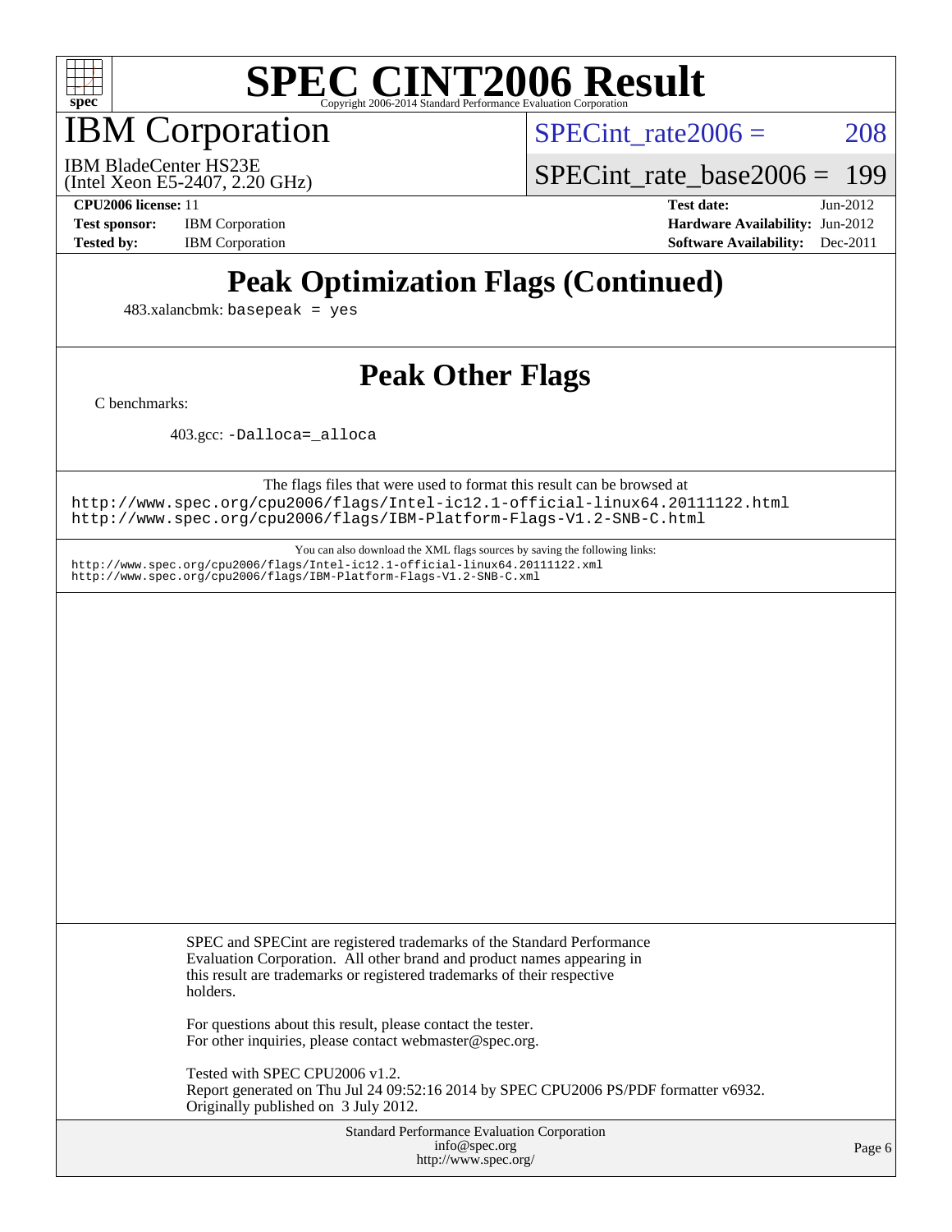# Peak Optimization Flags (Continued)

483.xalancbmk: basepeak = yes

# Peak Other Flags

C benchmarks:

403.gcc: -Dalloca=_alloca

The flags files that were used to format this result can be browsed at
http://www.spec.org/cpu2006/flags/Intel-ic12.1-official-linux64.20111122.html
http://www.spec.org/cpu2006/flags/IBM-Platform-Flags-V1.2-SNB-C.html

You can also download the XML flags sources by saving the following links:
http://www.spec.org/cpu2006/flags/Intel-ic12.1-official-linux64.20111122.xml
http://www.spec.org/cpu2006/flags/IBM-Platform-Flags-V1.2-SNB-C.xml

SPEC and SPECint are registered trademarks of the Standard Performance Evaluation Corporation. All other brand and product names appearing in this result are trademarks or registered trademarks of their respective holders.

For questions about this result, please contact the tester.
For other inquiries, please contact webmaster@spec.org.

Tested with SPEC CPU2006 v1.2.
Report generated on Thu Jul 24 09:52:16 2014 by SPEC CPU2006 PS/PDF formatter v6932.
Originally published on 3 July 2012.